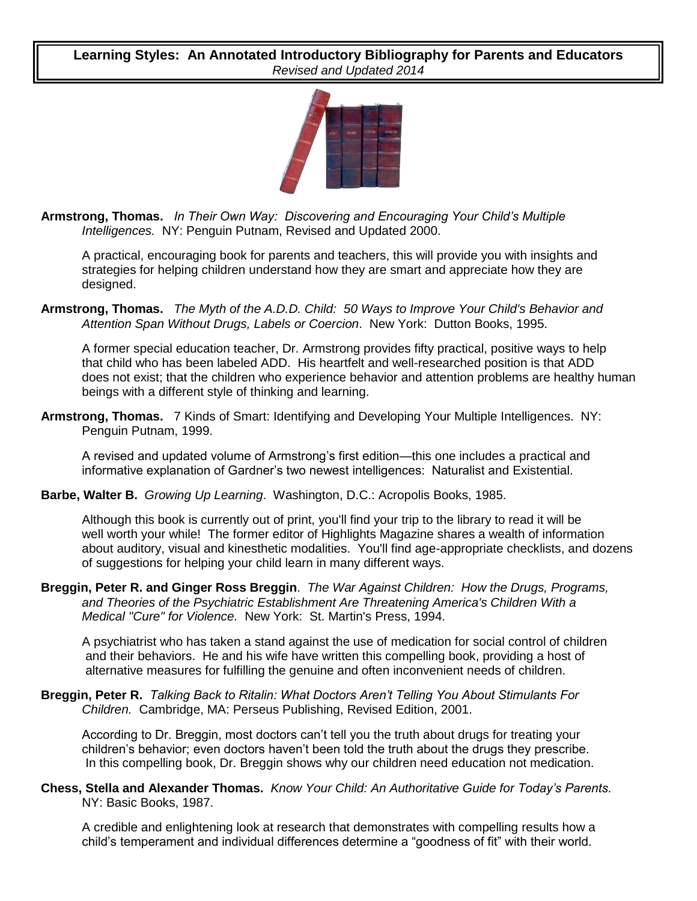# Learning Styles: An Annotated Introductory Bibliography for Parents and Educators

*Revised and Updated 2014*

**Armstrong, Thomas.** *In Their Own Way: Discovering and Encouraging Your Child's Multiple Intelligences.* NY: Penguin Putnam, Revised and Updated 2000.

A practical, encouraging book for parents and teachers, this will provide you with insights and strategies for helping children understand how they are smart and appreciate how they are designed.

**Armstrong, Thomas.** *The Myth of the A.D.D. Child: 50 Ways to Improve Your Child's Behavior and Attention Span Without Drugs, Labels or Coercion*. New York: Dutton Books, 1995.

A former special education teacher, Dr. Armstrong provides fifty practical, positive ways to help that child who has been labeled ADD. His heartfelt and well-researched position is that ADD does not exist; that the children who experience behavior and attention problems are healthy human beings with a different style of thinking and learning.

**Armstrong, Thomas.** 7 Kinds of Smart: Identifying and Developing Your Multiple Intelligences. NY: Penguin Putnam, 1999.

A revised and updated volume of Armstrong's first edition—this one includes a practical and informative explanation of Gardner's two newest intelligences: Naturalist and Existential.

**Barbe, Walter B.** *Growing Up Learning*. Washington, D.C.: Acropolis Books, 1985.

Although this book is currently out of print, you'll find your trip to the library to read it will be well worth your while! The former editor of Highlights Magazine shares a wealth of information about auditory, visual and kinesthetic modalities. You'll find age-appropriate checklists, and dozens of suggestions for helping your child learn in many different ways.

**Breggin, Peter R. and Ginger Ross Breggin**. *The War Against Children: How the Drugs, Programs, and Theories of the Psychiatric Establishment Are Threatening America's Children With a Medical "Cure" for Violence.* New York: St. Martin's Press, 1994.

A psychiatrist who has taken a stand against the use of medication for social control of children and their behaviors. He and his wife have written this compelling book, providing a host of alternative measures for fulfilling the genuine and often inconvenient needs of children.

**Breggin, Peter R.** *Talking Back to Ritalin: What Doctors Aren't Telling You About Stimulants For Children.* Cambridge, MA: Perseus Publishing, Revised Edition, 2001.

According to Dr. Breggin, most doctors can't tell you the truth about drugs for treating your children's behavior; even doctors haven't been told the truth about the drugs they prescribe. In this compelling book, Dr. Breggin shows why our children need education not medication.

**Chess, Stella and Alexander Thomas.** *Know Your Child: An Authoritative Guide for Today's Parents.* NY: Basic Books, 1987.

A credible and enlightening look at research that demonstrates with compelling results how a child's temperament and individual differences determine a "goodness of fit" with their world.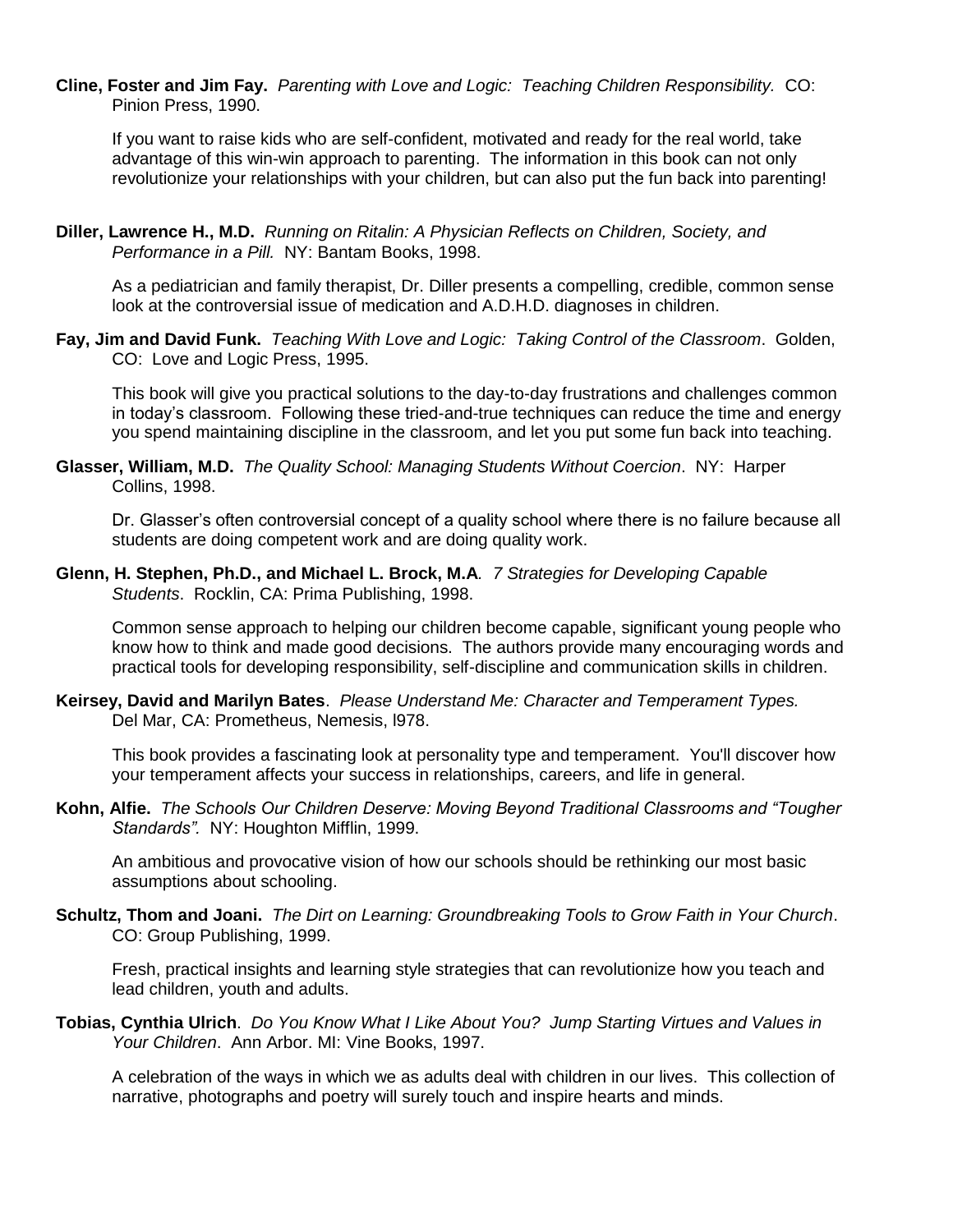**Cline, Foster and Jim Fay.** *Parenting with Love and Logic: Teaching Children Responsibility.* CO: Pinion Press, 1990.

If you want to raise kids who are self-confident, motivated and ready for the real world, take advantage of this win-win approach to parenting. The information in this book can not only revolutionize your relationships with your children, but can also put the fun back into parenting!

**Diller, Lawrence H., M.D.** *Running on Ritalin: A Physician Reflects on Children, Society, and Performance in a Pill.* NY: Bantam Books, 1998.

As a pediatrician and family therapist, Dr. Diller presents a compelling, credible, common sense look at the controversial issue of medication and A.D.H.D. diagnoses in children.

**Fay, Jim and David Funk.** *Teaching With Love and Logic: Taking Control of the Classroom*. Golden, CO: Love and Logic Press, 1995.

This book will give you practical solutions to the day-to-day frustrations and challenges common in today's classroom. Following these tried-and-true techniques can reduce the time and energy you spend maintaining discipline in the classroom, and let you put some fun back into teaching.

**Glasser, William, M.D.** *The Quality School: Managing Students Without Coercion*. NY: Harper Collins, 1998.

Dr. Glasser's often controversial concept of a quality school where there is no failure because all students are doing competent work and are doing quality work.

**Glenn, H. Stephen, Ph.D., and Michael L. Brock, M.A**. *7 Strategies for Developing Capable Students*. Rocklin, CA: Prima Publishing, 1998.

Common sense approach to helping our children become capable, significant young people who know how to think and made good decisions. The authors provide many encouraging words and practical tools for developing responsibility, self-discipline and communication skills in children.

**Keirsey, David and Marilyn Bates**. *Please Understand Me: Character and Temperament Types.* Del Mar, CA: Prometheus, Nemesis, l978.

This book provides a fascinating look at personality type and temperament. You'll discover how your temperament affects your success in relationships, careers, and life in general.

**Kohn, Alfie.** *The Schools Our Children Deserve: Moving Beyond Traditional Classrooms and "Tougher Standards".* NY: Houghton Mifflin, 1999.

An ambitious and provocative vision of how our schools should be rethinking our most basic assumptions about schooling.

**Schultz, Thom and Joani.** *The Dirt on Learning: Groundbreaking Tools to Grow Faith in Your Church*. CO: Group Publishing, 1999.

Fresh, practical insights and learning style strategies that can revolutionize how you teach and lead children, youth and adults.

**Tobias, Cynthia Ulrich**. *Do You Know What I Like About You? Jump Starting Virtues and Values in Your Children*. Ann Arbor. MI: Vine Books, 1997.

A celebration of the ways in which we as adults deal with children in our lives. This collection of narrative, photographs and poetry will surely touch and inspire hearts and minds.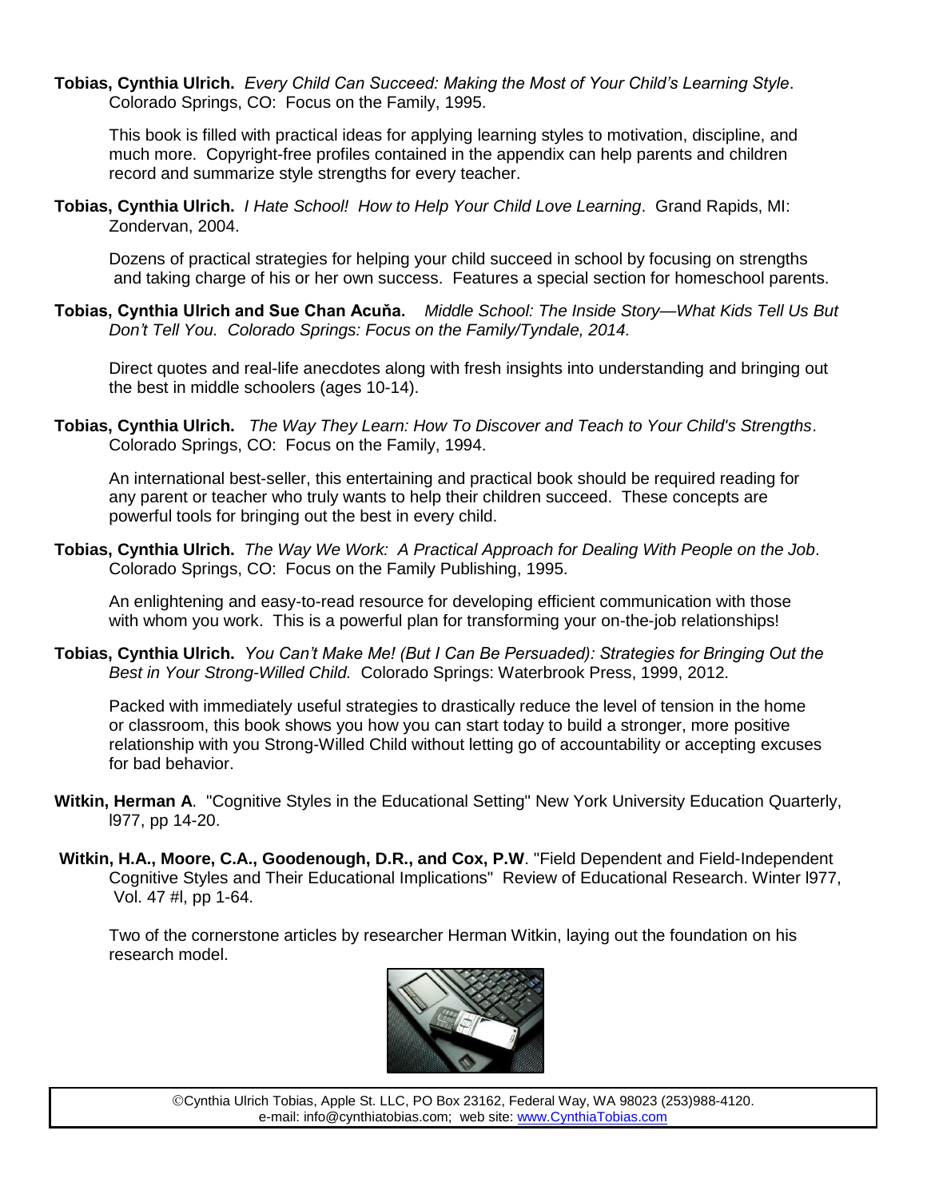**Tobias, Cynthia Ulrich.** *Every Child Can Succeed: Making the Most of Your Child's Learning Style*. Colorado Springs, CO: Focus on the Family, 1995.

This book is filled with practical ideas for applying learning styles to motivation, discipline, and much more. Copyright-free profiles contained in the appendix can help parents and children record and summarize style strengths for every teacher.

**Tobias, Cynthia Ulrich.** *I Hate School! How to Help Your Child Love Learning*. Grand Rapids, MI: Zondervan, 2004.

Dozens of practical strategies for helping your child succeed in school by focusing on strengths and taking charge of his or her own success. Features a special section for homeschool parents.

**Tobias, Cynthia Ulrich and Sue Chan Acuňa.** *Middle School: The Inside Story—What Kids Tell Us But Don't Tell You. Colorado Springs: Focus on the Family/Tyndale, 2014.*

Direct quotes and real-life anecdotes along with fresh insights into understanding and bringing out the best in middle schoolers (ages 10-14).

**Tobias, Cynthia Ulrich.** *The Way They Learn: How To Discover and Teach to Your Child's Strengths*. Colorado Springs, CO: Focus on the Family, 1994.

An international best-seller, this entertaining and practical book should be required reading for any parent or teacher who truly wants to help their children succeed. These concepts are powerful tools for bringing out the best in every child.

**Tobias, Cynthia Ulrich.** *The Way We Work: A Practical Approach for Dealing With People on the Job*. Colorado Springs, CO: Focus on the Family Publishing, 1995.

An enlightening and easy-to-read resource for developing efficient communication with those with whom you work. This is a powerful plan for transforming your on-the-job relationships!

**Tobias, Cynthia Ulrich.** *You Can't Make Me! (But I Can Be Persuaded): Strategies for Bringing Out the Best in Your Strong-Willed Child.* Colorado Springs: Waterbrook Press, 1999, 2012.

Packed with immediately useful strategies to drastically reduce the level of tension in the home or classroom, this book shows you how you can start today to build a stronger, more positive relationship with you Strong-Willed Child without letting go of accountability or accepting excuses for bad behavior.

**Witkin, Herman A**. "Cognitive Styles in the Educational Setting" New York University Education Quarterly, l977, pp 14-20.

**Witkin, H.A., Moore, C.A., Goodenough, D.R., and Cox, P.W**. "Field Dependent and Field-Independent Cognitive Styles and Their Educational Implications" Review of Educational Research. Winter l977, Vol. 47 #l, pp 1-64.

Two of the cornerstone articles by researcher Herman Witkin, laying out the foundation on his research model.

©Cynthia Ulrich Tobias, Apple St. LLC, PO Box 23162, Federal Way, WA 98023 (253)988-4120.
e-mail: info@cynthiatobias.com; web site: www.CynthiaTobias.com